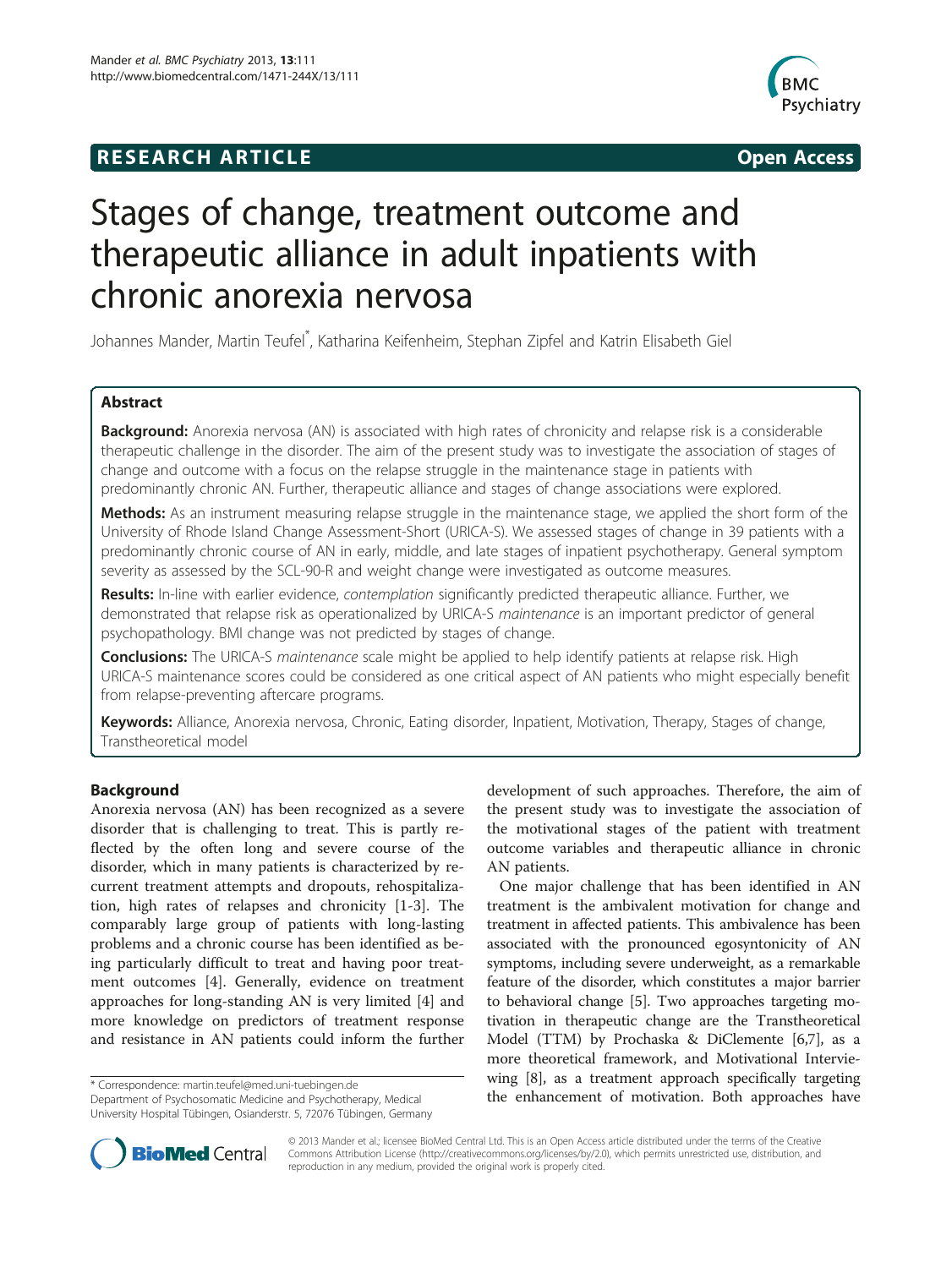**RESEARCH ARTICLE** **Open Access**

# Stages of change, treatment outcome and therapeutic alliance in adult inpatients with chronic anorexia nervosa

Johannes Mander, Martin Teufel[*], Katharina Keifenheim, Stephan Zipfel and Katrin Elisabeth Giel

## Abstract

**Background:** Anorexia nervosa (AN) is associated with high rates of chronicity and relapse risk is a considerable therapeutic challenge in the disorder. The aim of the present study was to investigate the association of stages of change and outcome with a focus on the relapse struggle in the maintenance stage in patients with predominantly chronic AN. Further, therapeutic alliance and stages of change associations were explored.

**Methods:** As an instrument measuring relapse struggle in the maintenance stage, we applied the short form of the University of Rhode Island Change Assessment-Short (URICA-S). We assessed stages of change in 39 patients with a predominantly chronic course of AN in early, middle, and late stages of inpatient psychotherapy. General symptom severity as assessed by the SCL-90-R and weight change were investigated as outcome measures.

**Results:** In-line with earlier evidence, *contemplation* significantly predicted therapeutic alliance. Further, we demonstrated that relapse risk as operationalized by URICA-S *maintenance* is an important predictor of general psychopathology. BMI change was not predicted by stages of change.

**Conclusions:** The URICA-S *maintenance* scale might be applied to help identify patients at relapse risk. High URICA-S maintenance scores could be considered as one critical aspect of AN patients who might especially benefit from relapse-preventing aftercare programs.

**Keywords:** Alliance, Anorexia nervosa, Chronic, Eating disorder, Inpatient, Motivation, Therapy, Stages of change, Transtheoretical model

## Background

Anorexia nervosa (AN) has been recognized as a severe disorder that is challenging to treat. This is partly reflected by the often long and severe course of the disorder, which in many patients is characterized by recurrent treatment attempts and dropouts, rehospitalization, high rates of relapses and chronicity [1-3]. The comparably large group of patients with long-lasting problems and a chronic course has been identified as being particularly difficult to treat and having poor treatment outcomes [4]. Generally, evidence on treatment approaches for long-standing AN is very limited [4] and more knowledge on predictors of treatment response and resistance in AN patients could inform the further development of such approaches. Therefore, the aim of the present study was to investigate the association of the motivational stages of the patient with treatment outcome variables and therapeutic alliance in chronic AN patients.

One major challenge that has been identified in AN treatment is the ambivalent motivation for change and treatment in affected patients. This ambivalence has been associated with the pronounced egosyntonicity of AN symptoms, including severe underweight, as a remarkable feature of the disorder, which constitutes a major barrier to behavioral change [5]. Two approaches targeting motivation in therapeutic change are the Transtheoretical Model (TTM) by Prochaska & DiClemente [6,7], as a more theoretical framework, and Motivational Interviewing [8], as a treatment approach specifically targeting the enhancement of motivation. Both approaches have

\* Correspondence: martin.teufel@med.uni-tuebingen.de
Department of Psychosomatic Medicine and Psychotherapy, Medical University Hospital Tübingen, Osianderstr. 5, 72076 Tübingen, Germany

© 2013 Mander et al.; licensee BioMed Central Ltd. This is an Open Access article distributed under the terms of the Creative Commons Attribution License (http://creativecommons.org/licenses/by/2.0), which permits unrestricted use, distribution, and reproduction in any medium, provided the original work is properly cited.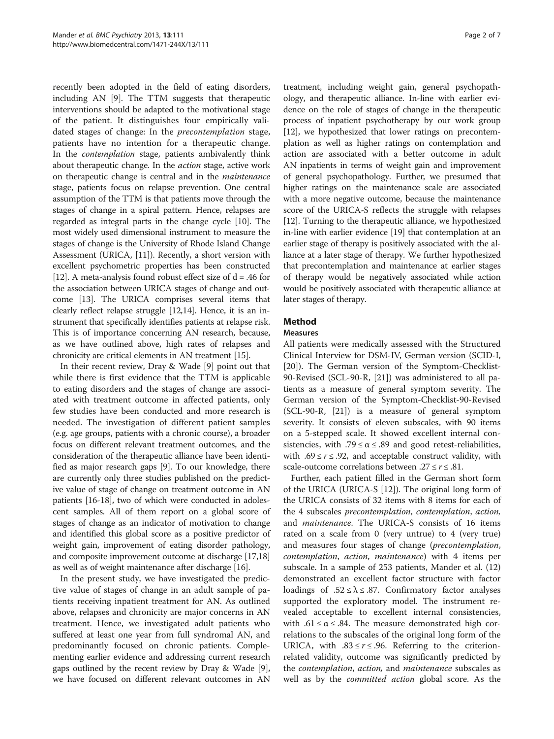recently been adopted in the field of eating disorders, including AN [9]. The TTM suggests that therapeutic interventions should be adapted to the motivational stage of the patient. It distinguishes four empirically validated stages of change: In the *precontemplation* stage, patients have no intention for a therapeutic change. In the *contemplation* stage, patients ambivalently think about therapeutic change. In the *action* stage, active work on therapeutic change is central and in the *maintenance* stage, patients focus on relapse prevention. One central assumption of the TTM is that patients move through the stages of change in a spiral pattern. Hence, relapses are regarded as integral parts in the change cycle [10]. The most widely used dimensional instrument to measure the stages of change is the University of Rhode Island Change Assessment (URICA, [11]). Recently, a short version with excellent psychometric properties has been constructed [12]. A meta-analysis found robust effect size of $d = .46$ for the association between URICA stages of change and outcome [13]. The URICA comprises several items that clearly reflect relapse struggle [12,14]. Hence, it is an instrument that specifically identifies patients at relapse risk. This is of importance concerning AN research, because, as we have outlined above, high rates of relapses and chronicity are critical elements in AN treatment [15].

In their recent review, Dray & Wade [9] point out that while there is first evidence that the TTM is applicable to eating disorders and the stages of change are associated with treatment outcome in affected patients, only few studies have been conducted and more research is needed. The investigation of different patient samples (e.g. age groups, patients with a chronic course), a broader focus on different relevant treatment outcomes, and the consideration of the therapeutic alliance have been identified as major research gaps [9]. To our knowledge, there are currently only three studies published on the predictive value of stage of change on treatment outcome in AN patients [16-18], two of which were conducted in adolescent samples. All of them report on a global score of stages of change as an indicator of motivation to change and identified this global score as a positive predictor of weight gain, improvement of eating disorder pathology, and composite improvement outcome at discharge [17,18] as well as of weight maintenance after discharge [16].

In the present study, we have investigated the predictive value of stages of change in an adult sample of patients receiving inpatient treatment for AN. As outlined above, relapses and chronicity are major concerns in AN treatment. Hence, we investigated adult patients who suffered at least one year from full syndromal AN, and predominantly focused on chronic patients. Complementing earlier evidence and addressing current research gaps outlined by the recent review by Dray & Wade [9], we have focused on different relevant outcomes in AN treatment, including weight gain, general psychopathology, and therapeutic alliance. In-line with earlier evidence on the role of stages of change in the therapeutic process of inpatient psychotherapy by our work group [12], we hypothesized that lower ratings on precontemplation as well as higher ratings on contemplation and action are associated with a better outcome in adult AN inpatients in terms of weight gain and improvement of general psychopathology. Further, we presumed that higher ratings on the maintenance scale are associated with a more negative outcome, because the maintenance score of the URICA-S reflects the struggle with relapses [12]. Turning to the therapeutic alliance, we hypothesized in-line with earlier evidence [19] that contemplation at an earlier stage of therapy is positively associated with the alliance at a later stage of therapy. We further hypothesized that precontemplation and maintenance at earlier stages of therapy would be negatively associated while action would be positively associated with therapeutic alliance at later stages of therapy.

## Method

### Measures

All patients were medically assessed with the Structured Clinical Interview for DSM-IV, German version (SCID-I, [20]). The German version of the Symptom-Checklist-90-Revised (SCL-90-R, [21]) was administered to all patients as a measure of general symptom severity. The German version of the Symptom-Checklist-90-Revised (SCL-90-R, [21]) is a measure of general symptom severity. It consists of eleven subscales, with 90 items on a 5-stepped scale. It showed excellent internal consistencies, with $.79 \leq \alpha \leq .89$ and good retest-reliabilities, with $.69 \leq r \leq .92$, and acceptable construct validity, with scale-outcome correlations between $.27 \leq r \leq .81$.

Further, each patient filled in the German short form of the URICA (URICA-S [12]). The original long form of the URICA consists of 32 items with 8 items for each of the 4 subscales *precontemplation*, *contemplation*, *action*, and *maintenance*. The URICA-S consists of 16 items rated on a scale from 0 (very untrue) to 4 (very true) and measures four stages of change (*precontemplation*, *contemplation*, *action*, *maintenance*) with 4 items per subscale. In a sample of 253 patients, Mander et al. (12) demonstrated an excellent factor structure with factor loadings of $.52 \leq \lambda \leq .87$. Confirmatory factor analyses supported the exploratory model. The instrument revealed acceptable to excellent internal consistencies, with $.61 \leq \alpha \leq .84$. The measure demonstrated high correlations to the subscales of the original long form of the URICA, with $.83 \leq r \leq .96$. Referring to the criterion-related validity, outcome was significantly predicted by the *contemplation*, *action*, and *maintenance* subscales as well as by the *committed action* global score. As the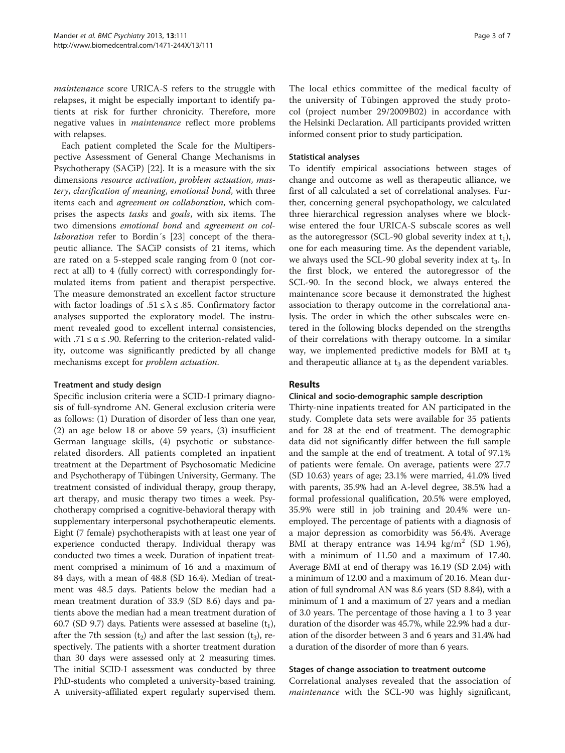*maintenance* score URICA-S refers to the struggle with relapses, it might be especially important to identify patients at risk for further chronicity. Therefore, more negative values in *maintenance* reflect more problems with relapses.

Each patient completed the Scale for the Multiperspective Assessment of General Change Mechanisms in Psychotherapy (SACiP) [22]. It is a measure with the six dimensions *resource activation*, *problem actuation*, *mastery*, *clarification of meaning*, *emotional bond*, with three items each and *agreement on collaboration*, which comprises the aspects *tasks* and *goals*, with six items. The two dimensions *emotional bond* and *agreement on collaboration* refer to Bordin´s [23] concept of the therapeutic alliance. The SACiP consists of 21 items, which are rated on a 5-stepped scale ranging from 0 (not correct at all) to 4 (fully correct) with correspondingly formulated items from patient and therapist perspective. The measure demonstrated an excellent factor structure with factor loadings of $.51 \leq \lambda \leq .85$. Confirmatory factor analyses supported the exploratory model. The instrument revealed good to excellent internal consistencies, with $.71 \leq \alpha \leq .90$. Referring to the criterion-related validity, outcome was significantly predicted by all change mechanisms except for *problem actuation*.

### Treatment and study design

Specific inclusion criteria were a SCID-I primary diagnosis of full-syndrome AN. General exclusion criteria were as follows: (1) Duration of disorder of less than one year, (2) an age below 18 or above 59 years, (3) insufficient German language skills, (4) psychotic or substance-related disorders. All patients completed an inpatient treatment at the Department of Psychosomatic Medicine and Psychotherapy of Tübingen University, Germany. The treatment consisted of individual therapy, group therapy, art therapy, and music therapy two times a week. Psychotherapy comprised a cognitive-behavioral therapy with supplementary interpersonal psychotherapeutic elements. Eight (7 female) psychotherapists with at least one year of experience conducted therapy. Individual therapy was conducted two times a week. Duration of inpatient treatment comprised a minimum of 16 and a maximum of 84 days, with a mean of 48.8 (SD 16.4). Median of treatment was 48.5 days. Patients below the median had a mean treatment duration of 33.9 (SD 8.6) days and patients above the median had a mean treatment duration of 60.7 (SD 9.7) days. Patients were assessed at baseline ($t_1$), after the 7th session ($t_2$) and after the last session ($t_3$), respectively. The patients with a shorter treatment duration than 30 days were assessed only at 2 measuring times. The initial SCID-I assessment was conducted by three PhD-students who completed a university-based training. A university-affiliated expert regularly supervised them. The local ethics committee of the medical faculty of the university of Tübingen approved the study protocol (project number 29/2009B02) in accordance with the Helsinki Declaration. All participants provided written informed consent prior to study participation.

### Statistical analyses

To identify empirical associations between stages of change and outcome as well as therapeutic alliance, we first of all calculated a set of correlational analyses. Further, concerning general psychopathology, we calculated three hierarchical regression analyses where we blockwise entered the four URICA-S subscale scores as well as the autoregressor (SCL-90 global severity index at $t_1$), one for each measuring time. As the dependent variable, we always used the SCL-90 global severity index at $t_3$. In the first block, we entered the autoregressor of the SCL-90. In the second block, we always entered the maintenance score because it demonstrated the highest association to therapy outcome in the correlational analysis. The order in which the other subscales were entered in the following blocks depended on the strengths of their correlations with therapy outcome. In a similar way, we implemented predictive models for BMI at $t_3$ and therapeutic alliance at $t_3$ as the dependent variables.

## Results

### Clinical and socio-demographic sample description

Thirty-nine inpatients treated for AN participated in the study. Complete data sets were available for 35 patients and for 28 at the end of treatment. The demographic data did not significantly differ between the full sample and the sample at the end of treatment. A total of 97.1% of patients were female. On average, patients were 27.7 (SD 10.63) years of age; 23.1% were married, 41.0% lived with parents, 35.9% had an A-level degree, 38.5% had a formal professional qualification, 20.5% were employed, 35.9% were still in job training and 20.4% were unemployed. The percentage of patients with a diagnosis of a major depression as comorbidity was 56.4%. Average BMI at therapy entrance was 14.94 $kg/m^2$ (SD 1.96), with a minimum of 11.50 and a maximum of 17.40. Average BMI at end of therapy was 16.19 (SD 2.04) with a minimum of 12.00 and a maximum of 20.16. Mean duration of full syndromal AN was 8.6 years (SD 8.84), with a minimum of 1 and a maximum of 27 years and a median of 3.0 years. The percentage of those having a 1 to 3 year duration of the disorder was 45.7%, while 22.9% had a duration of the disorder between 3 and 6 years and 31.4% had a duration of the disorder of more than 6 years.

### Stages of change association to treatment outcome

Correlational analyses revealed that the association of *maintenance* with the SCL-90 was highly significant,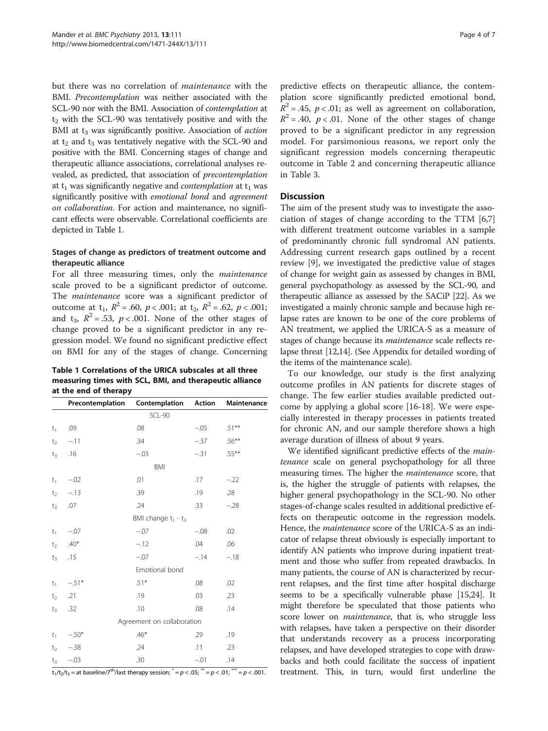but there was no correlation of *maintenance* with the BMI. *Precontemplation* was neither associated with the SCL-90 nor with the BMI. Association of *contemplation* at $t_2$ with the SCL-90 was tentatively positive and with the BMI at $t_3$ was significantly positive. Association of *action* at $t_2$ and $t_3$ was tentatively negative with the SCL-90 and positive with the BMI. Concerning stages of change and therapeutic alliance associations, correlational analyses revealed, as predicted, that association of *precontemplation* at $t_1$ was significantly negative and *contemplation* at $t_1$ was significantly positive with *emotional bond* and *agreement on collaboration*. For action and maintenance, no significant effects were observable. Correlational coefficients are depicted in Table 1.

### Stages of change as predictors of treatment outcome and therapeutic alliance

For all three measuring times, only the *maintenance* scale proved to be a significant predictor of outcome. The *maintenance* score was a significant predictor of outcome at $t_1$, $R^2 = .60$, $p < .001$; at $t_2$, $R^2 = .62$, $p < .001$; and $t_3$, $R^2 = .53$, $p < .001$. None of the other stages of change proved to be a significant predictor in any regression model. We found no significant predictive effect on BMI for any of the stages of change. Concerning predictive effects on therapeutic alliance, the contemplation score significantly predicted emotional bond, $R^2 = .45$, $p < .01$; as well as agreement on collaboration, $R^2 = .40$, $p < .01$. None of the other stages of change proved to be a significant predictor in any regression model. For parsimonious reasons, we report only the significant regression models concerning therapeutic outcome in Table 2 and concerning therapeutic alliance in Table 3.

**Table 1 Correlations of the URICA subscales at all three measuring times with SCL, BMI, and therapeutic alliance at the end of therapy**

| | Precontemplation | Contemplation | Action | Maintenance |
|---|---|---|---|---|
| | | SCL-90 | | |
| $t_1$ | .09 | .08 | −.05 | .51** |
| $t_2$ | −.11 | .34 | −.37 | .56** |
| $t_3$ | .16 | −.03 | −.31 | .55** |
| | | BMI | | |
| $t_1$ | −.02 | .01 | .17 | −.22 |
| $t_2$ | −.13 | .39 | .19 | .28 |
| $t_3$ | .07 | .24 | .33 | −.28 |
| | | BMI change $t_1$ - $t_3$ | | |
| $t_1$ | −.07 | −.07 | −.08 | .02 |
| $t_2$ | .40* | −.12 | .04 | .06 |
| $t_3$ | .15 | −.07 | −.14 | −.18 |
| | | Emotional bond | | |
| $t_1$ | −.51* | .51* | .08 | .02 |
| $t_2$ | .21 | .19 | .03 | .23 |
| $t_3$ | .32 | .10 | .08 | .14 |
| | | Agreement on collaboration | | |
| $t_1$ | −.50* | .46* | .29 | .19 |
| $t_2$ | −.38 | .24 | .11 | .23 |
| $t_3$ | −.03 | .30 | −.01 | .14 |

$t_1$/$t_2$/$t_3$ = at baseline/7[th]/last therapy session; * = $p < .05$; ** = $p < .01$; *** = $p < .001$.

## Discussion

The aim of the present study was to investigate the association of stages of change according to the TTM [6,7] with different treatment outcome variables in a sample of predominantly chronic full syndromal AN patients. Addressing current research gaps outlined by a recent review [9], we investigated the predictive value of stages of change for weight gain as assessed by changes in BMI, general psychopathology as assessed by the SCL-90, and therapeutic alliance as assessed by the SACiP [22]. As we investigated a mainly chronic sample and because high relapse rates are known to be one of the core problems of AN treatment, we applied the URICA-S as a measure of stages of change because its *maintenance* scale reflects relapse threat [12,14]. (See Appendix for detailed wording of the items of the maintenance scale).

To our knowledge, our study is the first analyzing outcome profiles in AN patients for discrete stages of change. The few earlier studies available predicted outcome by applying a global score [16-18]. We were especially interested in therapy processes in patients treated for chronic AN, and our sample therefore shows a high average duration of illness of about 9 years.

We identified significant predictive effects of the *maintenance* scale on general psychopathology for all three measuring times. The higher the *maintenance* score, that is, the higher the struggle of patients with relapses, the higher general psychopathology in the SCL-90. No other stages-of-change scales resulted in additional predictive effects on therapeutic outcome in the regression models. Hence, the *maintenance* score of the URICA-S as an indicator of relapse threat obviously is especially important to identify AN patients who improve during inpatient treatment and those who suffer from repeated drawbacks. In many patients, the course of AN is characterized by recurrent relapses, and the first time after hospital discharge seems to be a specifically vulnerable phase [15,24]. It might therefore be speculated that those patients who score lower on *maintenance*, that is, who struggle less with relapses, have taken a perspective on their disorder that understands recovery as a process incorporating relapses, and have developed strategies to cope with drawbacks and both could facilitate the success of inpatient treatment. This, in turn, would first underline the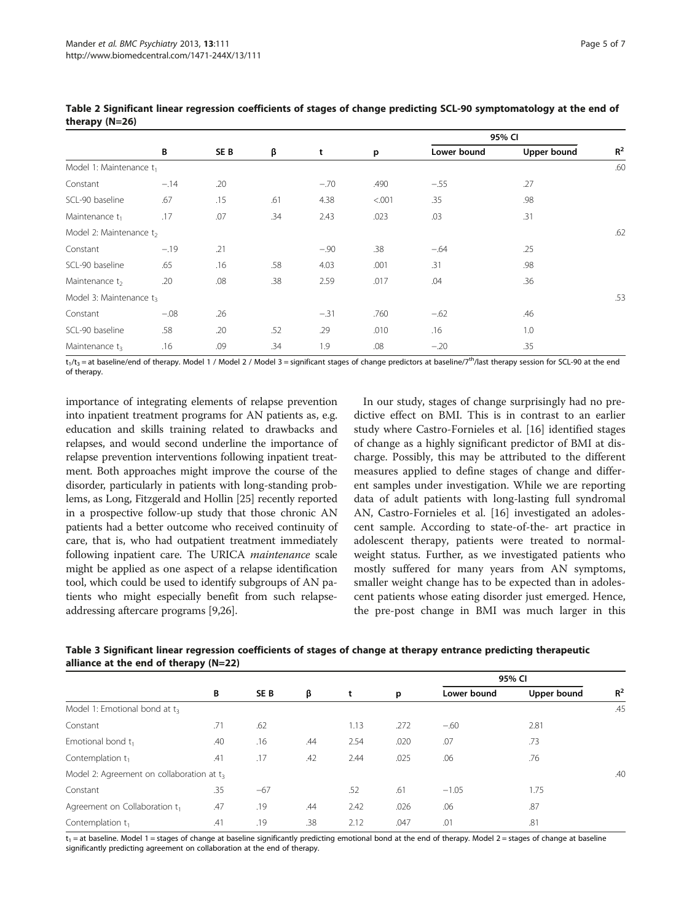**Table 2 Significant linear regression coefficients of stages of change predicting SCL-90 symptomatology at the end of therapy (N=26)**

| | B | SE B | β | t | p | 95% CI | | $R^2$ |
|---|---|---|---|---|---|---|---|---|
| | | | | | | Lower bound | Upper bound | |
| Model 1: Maintenance $t_1$ | | | | | | | | .60 |
| Constant | −.14 | .20 | | −.70 | .490 | −.55 | .27 | |
| SCL-90 baseline | .67 | .15 | .61 | 4.38 | <.001 | .35 | .98 | |
| Maintenance $t_1$ | .17 | .07 | .34 | 2.43 | .023 | .03 | .31 | |
| Model 2: Maintenance $t_2$ | | | | | | | | .62 |
| Constant | −.19 | .21 | | −.90 | .38 | −.64 | .25 | |
| SCL-90 baseline | .65 | .16 | .58 | 4.03 | .001 | .31 | .98 | |
| Maintenance $t_2$ | .20 | .08 | .38 | 2.59 | .017 | .04 | .36 | |
| Model 3: Maintenance $t_3$ | | | | | | | | .53 |
| Constant | −.08 | .26 | | −.31 | .760 | −.62 | .46 | |
| SCL-90 baseline | .58 | .20 | .52 | .29 | .010 | .16 | 1.0 | |
| Maintenance $t_3$ | .16 | .09 | .34 | 1.9 | .08 | −.20 | .35 | |

$t_1$/$t_3$ = at baseline/end of therapy. Model 1 / Model 2 / Model 3 = significant stages of change predictors at baseline/7[th]/last therapy session for SCL-90 at the end of therapy.

importance of integrating elements of relapse prevention into inpatient treatment programs for AN patients as, e.g. education and skills training related to drawbacks and relapses, and would second underline the importance of relapse prevention interventions following inpatient treatment. Both approaches might improve the course of the disorder, particularly in patients with long-standing problems, as Long, Fitzgerald and Hollin [25] recently reported in a prospective follow-up study that those chronic AN patients had a better outcome who received continuity of care, that is, who had outpatient treatment immediately following inpatient care. The URICA *maintenance* scale might be applied as one aspect of a relapse identification tool, which could be used to identify subgroups of AN patients who might especially benefit from such relapse-addressing aftercare programs [9,26].

In our study, stages of change surprisingly had no predictive effect on BMI. This is in contrast to an earlier study where Castro-Fornieles et al. [16] identified stages of change as a highly significant predictor of BMI at discharge. Possibly, this may be attributed to the different measures applied to define stages of change and different samples under investigation. While we are reporting data of adult patients with long-lasting full syndromal AN, Castro-Fornieles et al. [16] investigated an adolescent sample. According to state-of-the- art practice in adolescent therapy, patients were treated to normal-weight status. Further, as we investigated patients who mostly suffered for many years from AN symptoms, smaller weight change has to be expected than in adolescent patients whose eating disorder just emerged. Hence, the pre-post change in BMI was much larger in this

**Table 3 Significant linear regression coefficients of stages of change at therapy entrance predicting therapeutic alliance at the end of therapy (N=22)**

| | B | SE B | β | t | p | 95% CI | | $R^2$ |
|---|---|---|---|---|---|---|---|---|
| | | | | | | Lower bound | Upper bound | |
| Model 1: Emotional bond at $t_3$ | | | | | | | | .45 |
| Constant | .71 | .62 | | 1.13 | .272 | −.60 | 2.81 | |
| Emotional bond $t_1$ | .40 | .16 | .44 | 2.54 | .020 | .07 | .73 | |
| Contemplation $t_1$ | .41 | .17 | .42 | 2.44 | .025 | .06 | .76 | |
| Model 2: Agreement on collaboration at $t_3$ | | | | | | | | .40 |
| Constant | .35 | −67 | | .52 | .61 | −1.05 | 1.75 | |
| Agreement on Collaboration $t_1$ | .47 | .19 | .44 | 2.42 | .026 | .06 | .87 | |
| Contemplation $t_1$ | .41 | .19 | .38 | 2.12 | .047 | .01 | .81 | |

$t_1$ = at baseline. Model 1 = stages of change at baseline significantly predicting emotional bond at the end of therapy. Model 2 = stages of change at baseline significantly predicting agreement on collaboration at the end of therapy.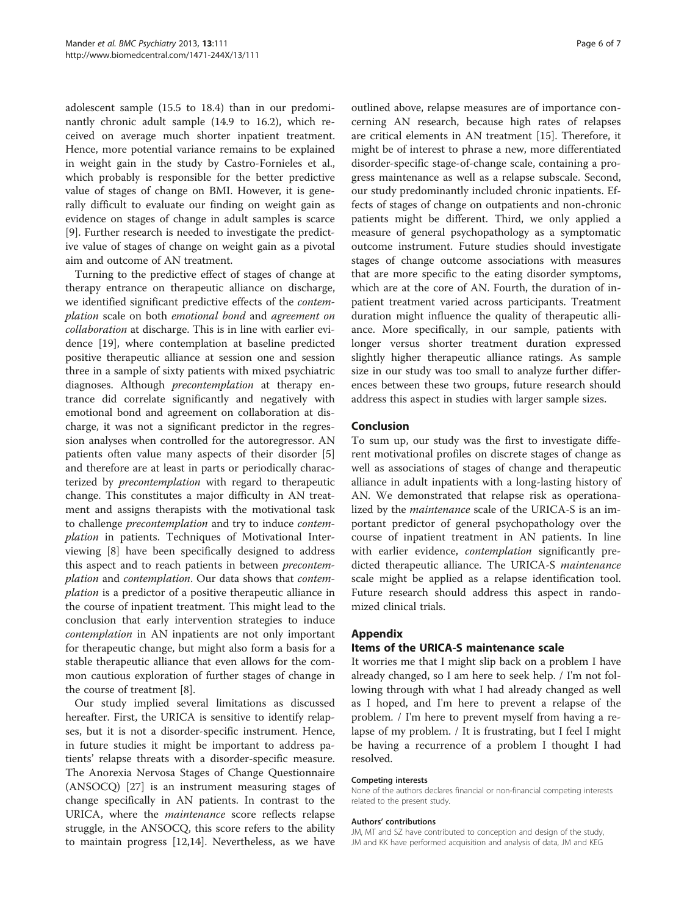adolescent sample (15.5 to 18.4) than in our predominantly chronic adult sample (14.9 to 16.2), which received on average much shorter inpatient treatment. Hence, more potential variance remains to be explained in weight gain in the study by Castro-Fornieles et al., which probably is responsible for the better predictive value of stages of change on BMI. However, it is generally difficult to evaluate our finding on weight gain as evidence on stages of change in adult samples is scarce [9]. Further research is needed to investigate the predictive value of stages of change on weight gain as a pivotal aim and outcome of AN treatment.

Turning to the predictive effect of stages of change at therapy entrance on therapeutic alliance on discharge, we identified significant predictive effects of the *contemplation* scale on both *emotional bond* and *agreement on collaboration* at discharge. This is in line with earlier evidence [19], where contemplation at baseline predicted positive therapeutic alliance at session one and session three in a sample of sixty patients with mixed psychiatric diagnoses. Although *precontemplation* at therapy entrance did correlate significantly and negatively with emotional bond and agreement on collaboration at discharge, it was not a significant predictor in the regression analyses when controlled for the autoregressor. AN patients often value many aspects of their disorder [5] and therefore are at least in parts or periodically characterized by *precontemplation* with regard to therapeutic change. This constitutes a major difficulty in AN treatment and assigns therapists with the motivational task to challenge *precontemplation* and try to induce *contemplation* in patients. Techniques of Motivational Interviewing [8] have been specifically designed to address this aspect and to reach patients in between *precontemplation* and *contemplation*. Our data shows that *contemplation* is a predictor of a positive therapeutic alliance in the course of inpatient treatment. This might lead to the conclusion that early intervention strategies to induce *contemplation* in AN inpatients are not only important for therapeutic change, but might also form a basis for a stable therapeutic alliance that even allows for the common cautious exploration of further stages of change in the course of treatment [8].

Our study implied several limitations as discussed hereafter. First, the URICA is sensitive to identify relapses, but it is not a disorder-specific instrument. Hence, in future studies it might be important to address patients' relapse threats with a disorder-specific measure. The Anorexia Nervosa Stages of Change Questionnaire (ANSOCQ) [27] is an instrument measuring stages of change specifically in AN patients. In contrast to the URICA, where the *maintenance* score reflects relapse struggle, in the ANSOCQ, this score refers to the ability to maintain progress [12,14]. Nevertheless, as we have outlined above, relapse measures are of importance concerning AN research, because high rates of relapses are critical elements in AN treatment [15]. Therefore, it might be of interest to phrase a new, more differentiated disorder-specific stage-of-change scale, containing a progress maintenance as well as a relapse subscale. Second, our study predominantly included chronic inpatients. Effects of stages of change on outpatients and non-chronic patients might be different. Third, we only applied a measure of general psychopathology as a symptomatic outcome instrument. Future studies should investigate stages of change outcome associations with measures that are more specific to the eating disorder symptoms, which are at the core of AN. Fourth, the duration of inpatient treatment varied across participants. Treatment duration might influence the quality of therapeutic alliance. More specifically, in our sample, patients with longer versus shorter treatment duration expressed slightly higher therapeutic alliance ratings. As sample size in our study was too small to analyze further differences between these two groups, future research should address this aspect in studies with larger sample sizes.

## Conclusion

To sum up, our study was the first to investigate different motivational profiles on discrete stages of change as well as associations of stages of change and therapeutic alliance in adult inpatients with a long-lasting history of AN. We demonstrated that relapse risk as operationalized by the *maintenance* scale of the URICA-S is an important predictor of general psychopathology over the course of inpatient treatment in AN patients. In line with earlier evidence, *contemplation* significantly predicted therapeutic alliance. The URICA-S *maintenance* scale might be applied as a relapse identification tool. Future research should address this aspect in randomized clinical trials.

## Appendix

### Items of the URICA-S maintenance scale

It worries me that I might slip back on a problem I have already changed, so I am here to seek help. / I'm not following through with what I had already changed as well as I hoped, and I'm here to prevent a relapse of the problem. / I'm here to prevent myself from having a relapse of my problem. / It is frustrating, but I feel I might be having a recurrence of a problem I thought I had resolved.

#### Competing interests

None of the authors declares financial or non-financial competing interests related to the present study.

#### Authors' contributions

JM, MT and SZ have contributed to conception and design of the study, JM and KK have performed acquisition and analysis of data, JM and KEG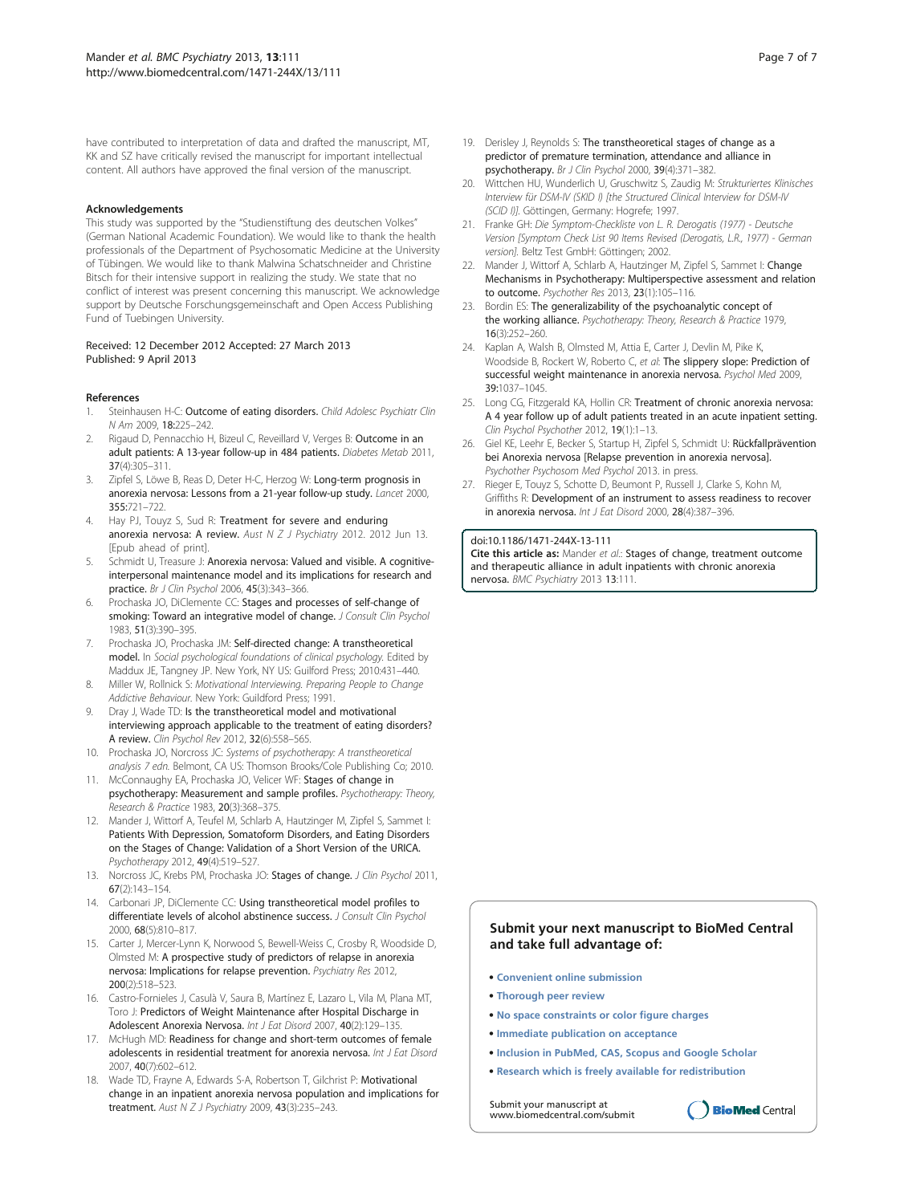have contributed to interpretation of data and drafted the manuscript, MT, KK and SZ have critically revised the manuscript for important intellectual content. All authors have approved the final version of the manuscript.

### Acknowledgements

This study was supported by the "Studienstiftung des deutschen Volkes" (German National Academic Foundation). We would like to thank the health professionals of the Department of Psychosomatic Medicine at the University of Tübingen. We would like to thank Malwina Schatschneider and Christine Bitsch for their intensive support in realizing the study. We state that no conflict of interest was present concerning this manuscript. We acknowledge support by Deutsche Forschungsgemeinschaft and Open Access Publishing Fund of Tuebingen University.

Received: 12 December 2012 Accepted: 27 March 2013
Published: 9 April 2013

### References

1. Steinhausen H-C: **Outcome of eating disorders.** *Child Adolesc Psychiatr Clin N Am* 2009, **18:**225–242.
2. Rigaud D, Pennacchio H, Bizeul C, Reveillard V, Verges B: **Outcome in an adult patients: A 13-year follow-up in 484 patients.** *Diabetes Metab* 2011, **37**(4):305–311.
3. Zipfel S, Löwe B, Reas D, Deter H-C, Herzog W: **Long-term prognosis in anorexia nervosa: Lessons from a 21-year follow-up study.** *Lancet* 2000, **355:**721–722.
4. Hay PJ, Touyz S, Sud R: **Treatment for severe and enduring anorexia nervosa: A review.** *Aust N Z J Psychiatry* 2012. 2012 Jun 13. [Epub ahead of print].
5. Schmidt U, Treasure J: **Anorexia nervosa: Valued and visible. A cognitive-interpersonal maintenance model and its implications for research and practice.** *Br J Clin Psychol* 2006, **45**(3):343–366.
6. Prochaska JO, DiClemente CC: **Stages and processes of self-change of smoking: Toward an integrative model of change.** *J Consult Clin Psychol* 1983, **51**(3):390–395.
7. Prochaska JO, Prochaska JM: **Self-directed change: A transtheoretical model.** In *Social psychological foundations of clinical psychology.* Edited by Maddux JE, Tangney JP. New York, NY US: Guilford Press; 2010:431–440.
8. Miller W, Rollnick S: *Motivational Interviewing. Preparing People to Change Addictive Behaviour.* New York: Guildford Press; 1991.
9. Dray J, Wade TD: **Is the transtheoretical model and motivational interviewing approach applicable to the treatment of eating disorders? A review.** *Clin Psychol Rev* 2012, **32**(6):558–565.
10. Prochaska JO, Norcross JC: *Systems of psychotherapy: A transtheoretical analysis 7 edn.* Belmont, CA US: Thomson Brooks/Cole Publishing Co; 2010.
11. McConnaughy EA, Prochaska JO, Velicer WF: **Stages of change in psychotherapy: Measurement and sample profiles.** *Psychotherapy: Theory, Research & Practice* 1983, **20**(3):368–375.
12. Mander J, Wittorf A, Teufel M, Schlarb A, Hautzinger M, Zipfel S, Sammet I: **Patients With Depression, Somatoform Disorders, and Eating Disorders on the Stages of Change: Validation of a Short Version of the URICA.** *Psychotherapy* 2012, **49**(4):519–527.
13. Norcross JC, Krebs PM, Prochaska JO: **Stages of change.** *J Clin Psychol* 2011, **67**(2):143–154.
14. Carbonari JP, DiClemente CC: **Using transtheoretical model profiles to differentiate levels of alcohol abstinence success.** *J Consult Clin Psychol* 2000, **68**(5):810–817.
15. Carter J, Mercer-Lynn K, Norwood S, Bewell-Weiss C, Crosby R, Woodside D, Olmsted M: **A prospective study of predictors of relapse in anorexia nervosa: Implications for relapse prevention.** *Psychiatry Res* 2012, **200**(2):518–523.
16. Castro-Fornieles J, Casulà V, Saura B, Martínez E, Lazaro L, Vila M, Plana MT, Toro J: **Predictors of Weight Maintenance after Hospital Discharge in Adolescent Anorexia Nervosa.** *Int J Eat Disord* 2007, **40**(2):129–135.
17. McHugh MD: **Readiness for change and short-term outcomes of female adolescents in residential treatment for anorexia nervosa.** *Int J Eat Disord* 2007, **40**(7):602–612.
18. Wade TD, Frayne A, Edwards S-A, Robertson T, Gilchrist P: **Motivational change in an inpatient anorexia nervosa population and implications for treatment.** *Aust N Z J Psychiatry* 2009, **43**(3):235–243.
19. Derisley J, Reynolds S: **The transtheoretical stages of change as a predictor of premature termination, attendance and alliance in psychotherapy.** *Br J Clin Psychol* 2000, **39**(4):371–382.
20. Wittchen HU, Wunderlich U, Gruschwitz S, Zaudig M: *Strukturiertes Klinisches Interview für DSM-IV (SKID I) [the Structured Clinical Interview for DSM-IV (SCID I)].* Göttingen, Germany: Hogrefe; 1997.
21. Franke GH: *Die Symptom-Checkliste von L. R. Derogatis (1977) - Deutsche Version [Symptom Check List 90 Items Revised (Derogatis, L.R., 1977) - German version].* Beltz Test GmbH: Göttingen; 2002.
22. Mander J, Wittorf A, Schlarb A, Hautzinger M, Zipfel S, Sammet I: **Change Mechanisms in Psychotherapy: Multiperspective assessment and relation to outcome.** *Psychother Res* 2013, **23**(1):105–116.
23. Bordin ES: **The generalizability of the psychoanalytic concept of the working alliance.** *Psychotherapy: Theory, Research & Practice* 1979, **16**(3):252–260.
24. Kaplan A, Walsh B, Olmsted M, Attia E, Carter J, Devlin M, Pike K, Woodside B, Rockert W, Roberto C, *et al*: **The slippery slope: Prediction of successful weight maintenance in anorexia nervosa.** *Psychol Med* 2009, **39:**1037–1045.
25. Long CG, Fitzgerald KA, Hollin CR: **Treatment of chronic anorexia nervosa: A 4 year follow up of adult patients treated in an acute inpatient setting.** *Clin Psychol Psychother* 2012, **19**(1):1–13.
26. Giel KE, Leehr E, Becker S, Startup H, Zipfel S, Schmidt U: **Rückfallprävention bei Anorexia nervosa [Relapse prevention in anorexia nervosa].** *Psychother Psychosom Med Psychol* 2013. in press.
27. Rieger E, Touyz S, Schotte D, Beumont P, Russell J, Clarke S, Kohn M, Griffiths R: **Development of an instrument to assess readiness to recover in anorexia nervosa.** *Int J Eat Disord* 2000, **28**(4):387–396.

doi:10.1186/1471-244X-13-111
**Cite this article as:** Mander *et al.*: Stages of change, treatment outcome and therapeutic alliance in adult inpatients with chronic anorexia nervosa. *BMC Psychiatry* 2013 **13**:111.

**Submit your next manuscript to BioMed Central and take full advantage of:**

- **Convenient online submission**
- **Thorough peer review**
- **No space constraints or color figure charges**
- **Immediate publication on acceptance**
- **Inclusion in PubMed, CAS, Scopus and Google Scholar**
- **Research which is freely available for redistribution**

Submit your manuscript at
www.biomedcentral.com/submit

BioMed Central